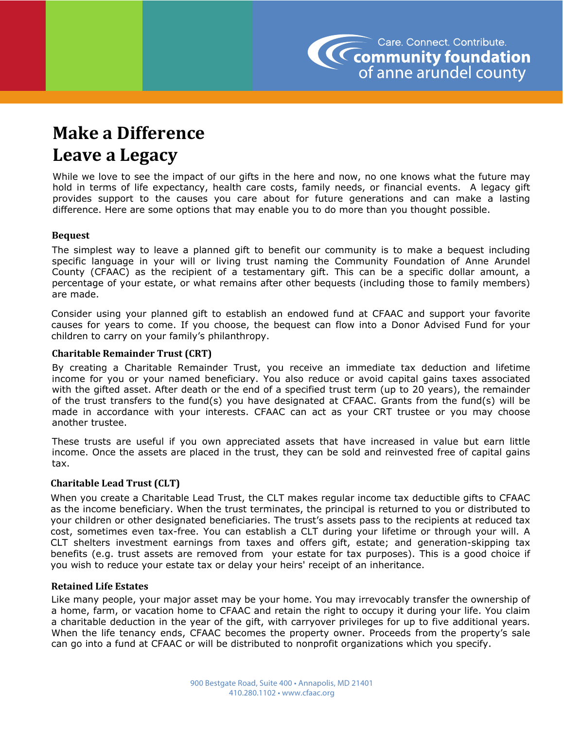Care. Connect. Contribute.
**community foundation**
of anne arundel county

# Make a Difference
# Leave a Legacy

While we love to see the impact of our gifts in the here and now, no one knows what the future may hold in terms of life expectancy, health care costs, family needs, or financial events. A legacy gift provides support to the causes you care about for future generations and can make a lasting difference. Here are some options that may enable you to do more than you thought possible.

### Bequest

The simplest way to leave a planned gift to benefit our community is to make a bequest including specific language in your will or living trust naming the Community Foundation of Anne Arundel County (CFAAC) as the recipient of a testamentary gift. This can be a specific dollar amount, a percentage of your estate, or what remains after other bequests (including those to family members) are made.

Consider using your planned gift to establish an endowed fund at CFAAC and support your favorite causes for years to come. If you choose, the bequest can flow into a Donor Advised Fund for your children to carry on your family's philanthropy.

### Charitable Remainder Trust (CRT)

By creating a Charitable Remainder Trust, you receive an immediate tax deduction and lifetime income for you or your named beneficiary. You also reduce or avoid capital gains taxes associated with the gifted asset. After death or the end of a specified trust term (up to 20 years), the remainder of the trust transfers to the fund(s) you have designated at CFAAC. Grants from the fund(s) will be made in accordance with your interests. CFAAC can act as your CRT trustee or you may choose another trustee.

These trusts are useful if you own appreciated assets that have increased in value but earn little income. Once the assets are placed in the trust, they can be sold and reinvested free of capital gains tax.

### Charitable Lead Trust (CLT)

When you create a Charitable Lead Trust, the CLT makes regular income tax deductible gifts to CFAAC as the income beneficiary. When the trust terminates, the principal is returned to you or distributed to your children or other designated beneficiaries. The trust's assets pass to the recipients at reduced tax cost, sometimes even tax-free. You can establish a CLT during your lifetime or through your will. A CLT shelters investment earnings from taxes and offers gift, estate; and generation-skipping tax benefits (e.g. trust assets are removed from your estate for tax purposes). This is a good choice if you wish to reduce your estate tax or delay your heirs' receipt of an inheritance.

### Retained Life Estates

Like many people, your major asset may be your home. You may irrevocably transfer the ownership of a home, farm, or vacation home to CFAAC and retain the right to occupy it during your life. You claim a charitable deduction in the year of the gift, with carryover privileges for up to five additional years. When the life tenancy ends, CFAAC becomes the property owner. Proceeds from the property's sale can go into a fund at CFAAC or will be distributed to nonprofit organizations which you specify.

900 Bestgate Road, Suite 400 • Annapolis, MD 21401
410.280.1102 • www.cfaac.org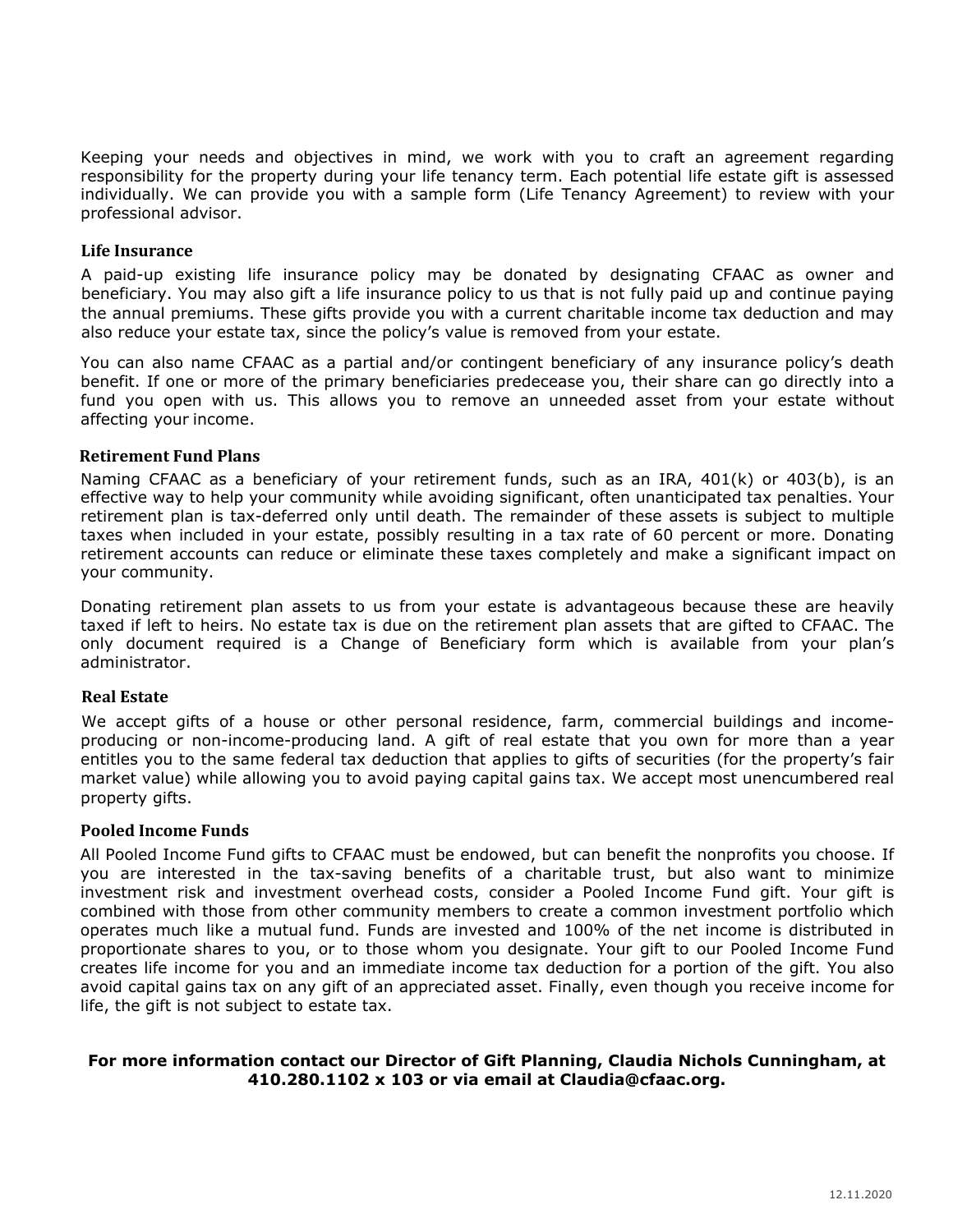Keeping your needs and objectives in mind, we work with you to craft an agreement regarding responsibility for the property during your life tenancy term. Each potential life estate gift is assessed individually. We can provide you with a sample form (Life Tenancy Agreement) to review with your professional advisor.

### Life Insurance

A paid-up existing life insurance policy may be donated by designating CFAAC as owner and beneficiary. You may also gift a life insurance policy to us that is not fully paid up and continue paying the annual premiums. These gifts provide you with a current charitable income tax deduction and may also reduce your estate tax, since the policy's value is removed from your estate.

You can also name CFAAC as a partial and/or contingent beneficiary of any insurance policy's death benefit. If one or more of the primary beneficiaries predecease you, their share can go directly into a fund you open with us. This allows you to remove an unneeded asset from your estate without affecting your income.

### Retirement Fund Plans

Naming CFAAC as a beneficiary of your retirement funds, such as an IRA, 401(k) or 403(b), is an effective way to help your community while avoiding significant, often unanticipated tax penalties. Your retirement plan is tax-deferred only until death. The remainder of these assets is subject to multiple taxes when included in your estate, possibly resulting in a tax rate of 60 percent or more. Donating retirement accounts can reduce or eliminate these taxes completely and make a significant impact on your community.

Donating retirement plan assets to us from your estate is advantageous because these are heavily taxed if left to heirs. No estate tax is due on the retirement plan assets that are gifted to CFAAC. The only document required is a Change of Beneficiary form which is available from your plan's administrator.

### Real Estate

We accept gifts of a house or other personal residence, farm, commercial buildings and income-producing or non-income-producing land. A gift of real estate that you own for more than a year entitles you to the same federal tax deduction that applies to gifts of securities (for the property's fair market value) while allowing you to avoid paying capital gains tax. We accept most unencumbered real property gifts.

### Pooled Income Funds

All Pooled Income Fund gifts to CFAAC must be endowed, but can benefit the nonprofits you choose. If you are interested in the tax-saving benefits of a charitable trust, but also want to minimize investment risk and investment overhead costs, consider a Pooled Income Fund gift. Your gift is combined with those from other community members to create a common investment portfolio which operates much like a mutual fund. Funds are invested and 100% of the net income is distributed in proportionate shares to you, or to those whom you designate. Your gift to our Pooled Income Fund creates life income for you and an immediate income tax deduction for a portion of the gift. You also avoid capital gains tax on any gift of an appreciated asset. Finally, even though you receive income for life, the gift is not subject to estate tax.

**For more information contact our Director of Gift Planning, Claudia Nichols Cunningham, at 410.280.1102 x 103 or via email at Claudia@cfaac.org.**

12.11.2020